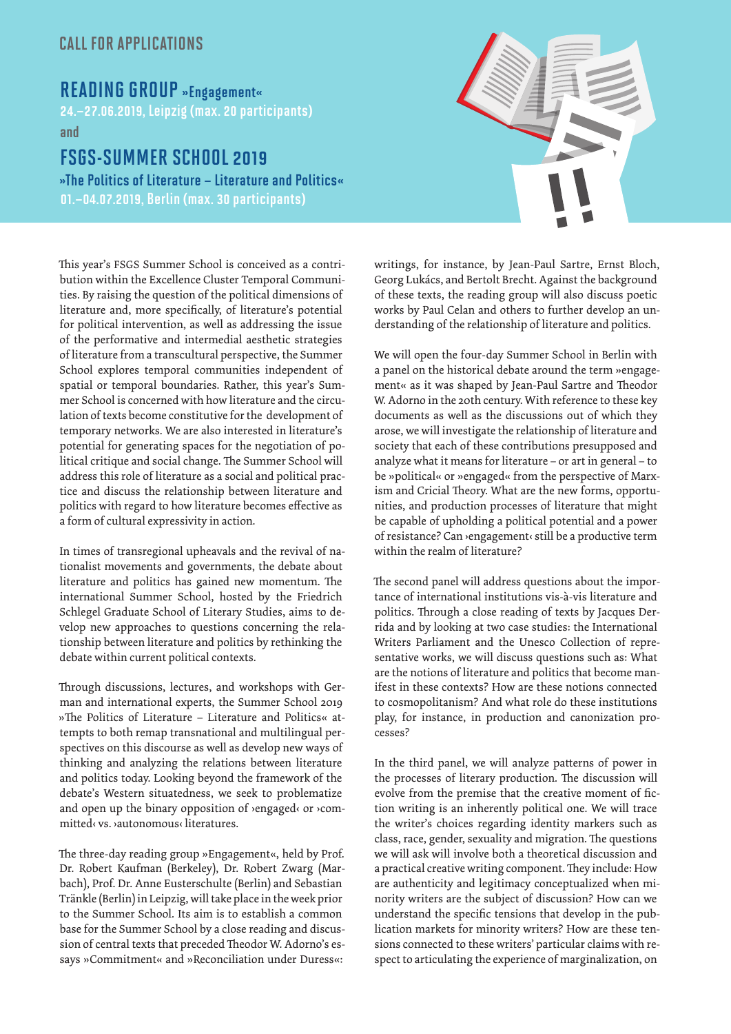CALL FOR APPLICATIONS

# READING GROUP »Engagement«

**24.–27.06.2019, Leipzig (max. 20 participants)**

and

# FSGS-SUMMER SCHOOL 2019

**»The Politics of Literature – Literature and Politics«**

**01.–04.07.2019, Berlin (max. 30 participants)**

This year's FSGS Summer School is conceived as a contribution within the Excellence Cluster Temporal Communities. By raising the question of the political dimensions of literature and, more specifically, of literature's potential for political intervention, as well as addressing the issue of the performative and intermedial aesthetic strategies of literature from a transcultural perspective, the Summer School explores temporal communities independent of spatial or temporal boundaries. Rather, this year's Summer School is concerned with how literature and the circulation of texts become constitutive for the development of temporary networks. We are also interested in literature's potential for generating spaces for the negotiation of political critique and social change. The Summer School will address this role of literature as a social and political practice and discuss the relationship between literature and politics with regard to how literature becomes effective as a form of cultural expressivity in action.

In times of transregional upheavals and the revival of nationalist movements and governments, the debate about literature and politics has gained new momentum. The international Summer School, hosted by the Friedrich Schlegel Graduate School of Literary Studies, aims to develop new approaches to questions concerning the relationship between literature and politics by rethinking the debate within current political contexts.

Through discussions, lectures, and workshops with German and international experts, the Summer School 2019 »The Politics of Literature – Literature and Politics« attempts to both remap transnational and multilingual perspectives on this discourse as well as develop new ways of thinking and analyzing the relations between literature and politics today. Looking beyond the framework of the debate's Western situatedness, we seek to problematize and open up the binary opposition of ›engaged‹ or ›committed‹ vs. ›autonomous‹ literatures.

The three-day reading group »Engagement«, held by Prof. Dr. Robert Kaufman (Berkeley), Dr. Robert Zwarg (Marbach), Prof. Dr. Anne Eusterschulte (Berlin) and Sebastian Tränkle (Berlin) in Leipzig, will take place in the week prior to the Summer School. Its aim is to establish a common base for the Summer School by a close reading and discussion of central texts that preceded Theodor W. Adorno's essays »Commitment« and »Reconciliation under Duress«: writings, for instance, by Jean-Paul Sartre, Ernst Bloch, Georg Lukács, and Bertolt Brecht. Against the background of these texts, the reading group will also discuss poetic works by Paul Celan and others to further develop an understanding of the relationship of literature and politics.

We will open the four-day Summer School in Berlin with a panel on the historical debate around the term »engagement« as it was shaped by Jean-Paul Sartre and Theodor W. Adorno in the 20th century. With reference to these key documents as well as the discussions out of which they arose, we will investigate the relationship of literature and society that each of these contributions presupposed and analyze what it means for literature – or art in general – to be »political« or »engaged« from the perspective of Marxism and Cricial Theory. What are the new forms, opportunities, and production processes of literature that might be capable of upholding a political potential and a power of resistance? Can ›engagement‹ still be a productive term within the realm of literature?

The second panel will address questions about the importance of international institutions vis-à-vis literature and politics. Through a close reading of texts by Jacques Derrida and by looking at two case studies: the International Writers Parliament and the Unesco Collection of representative works, we will discuss questions such as: What are the notions of literature and politics that become manifest in these contexts? How are these notions connected to cosmopolitanism? And what role do these institutions play, for instance, in production and canonization processes?

In the third panel, we will analyze patterns of power in the processes of literary production. The discussion will evolve from the premise that the creative moment of fiction writing is an inherently political one. We will trace the writer's choices regarding identity markers such as class, race, gender, sexuality and migration. The questions we will ask will involve both a theoretical discussion and a practical creative writing component. They include: How are authenticity and legitimacy conceptualized when minority writers are the subject of discussion? How can we understand the specific tensions that develop in the publication markets for minority writers? How are these tensions connected to these writers' particular claims with respect to articulating the experience of marginalization, on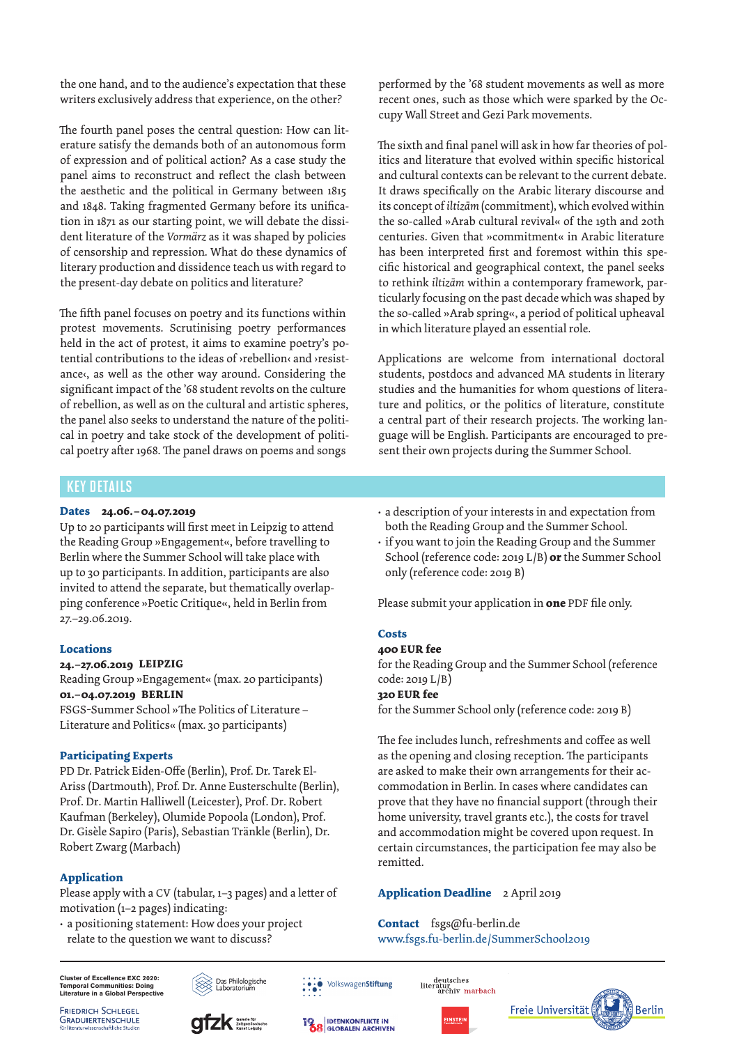the one hand, and to the audience's expectation that these writers exclusively address that experience, on the other?

The fourth panel poses the central question: How can literature satisfy the demands both of an autonomous form of expression and of political action? As a case study the panel aims to reconstruct and reflect the clash between the aesthetic and the political in Germany between 1815 and 1848. Taking fragmented Germany before its unification in 1871 as our starting point, we will debate the dissident literature of the *Vormärz* as it was shaped by policies of censorship and repression. What do these dynamics of literary production and dissidence teach us with regard to the present-day debate on politics and literature?

The fifth panel focuses on poetry and its functions within protest movements. Scrutinising poetry performances held in the act of protest, it aims to examine poetry's potential contributions to the ideas of ›rebellion‹ and ›resistance‹, as well as the other way around. Considering the significant impact of the '68 student revolts on the culture of rebellion, as well as on the cultural and artistic spheres, the panel also seeks to understand the nature of the political in poetry and take stock of the development of political poetry after 1968. The panel draws on poems and songs performed by the '68 student movements as well as more recent ones, such as those which were sparked by the Occupy Wall Street and Gezi Park movements.

The sixth and final panel will ask in how far theories of politics and literature that evolved within specific historical and cultural contexts can be relevant to the current debate. It draws specifically on the Arabic literary discourse and its concept of *iltizām* (commitment), which evolved within the so-called »Arab cultural revival« of the 19th and 20th centuries. Given that »commitment« in Arabic literature has been interpreted first and foremost within this specific historical and geographical context, the panel seeks to rethink *iltizām* within a contemporary framework, particularly focusing on the past decade which was shaped by the so-called »Arab spring«, a period of political upheaval in which literature played an essential role.

Applications are welcome from international doctoral students, postdocs and advanced MA students in literary studies and the humanities for whom questions of literature and politics, or the politics of literature, constitute a central part of their research projects. The working language will be English. Participants are encouraged to present their own projects during the Summer School.

## KEY DETAILS

**Dates** 24.06.–04.07.2019

Up to 20 participants will first meet in Leipzig to attend the Reading Group »Engagement«, before travelling to Berlin where the Summer School will take place with up to 30 participants. In addition, participants are also invited to attend the separate, but thematically overlapping conference »Poetic Critique«, held in Berlin from 27.–29.06.2019.

**Locations**

**24.–27.06.2019 LEIPZIG**
Reading Group »Engagement« (max. 20 participants)
**01.–04.07.2019 BERLIN**
FSGS-Summer School »The Politics of Literature – Literature and Politics« (max. 30 participants)

**Participating Experts**

PD Dr. Patrick Eiden-Offe (Berlin), Prof. Dr. Tarek El-Ariss (Dartmouth), Prof. Dr. Anne Eusterschulte (Berlin), Prof. Dr. Martin Halliwell (Leicester), Prof. Dr. Robert Kaufman (Berkeley), Olumide Popoola (London), Prof. Dr. Gisèle Sapiro (Paris), Sebastian Tränkle (Berlin), Dr. Robert Zwarg (Marbach)

**Application**

Please apply with a CV (tabular, 1–3 pages) and a letter of motivation (1–2 pages) indicating:

- a positioning statement: How does your project relate to the question we want to discuss?
- a description of your interests in and expectation from both the Reading Group and the Summer School.
- if you want to join the Reading Group and the Summer School (reference code: 2019 L/B) **or** the Summer School only (reference code: 2019 B)

Please submit your application in **one** PDF file only.

**Costs**

**400 EUR fee**
for the Reading Group and the Summer School (reference code: 2019 L/B)
**320 EUR fee**
for the Summer School only (reference code: 2019 B)

The fee includes lunch, refreshments and coffee as well as the opening and closing reception. The participants are asked to make their own arrangements for their accommodation in Berlin. In cases where candidates can prove that they have no financial support (through their home university, travel grants etc.), the costs for travel and accommodation might be covered upon request. In certain circumstances, the participation fee may also be remitted.

**Application Deadline** 2 April 2019

**Contact** fsgs@fu-berlin.de
www.fsgs.fu-berlin.de/SummerSchool2019

Cluster of Excellence EXC 2020: Temporal Communities: Doing Literature in a Global Perspective

Friedrich Schlegel Graduiertenschule für literaturwissenschaftliche Studien

Das Philologische Laboratorium

gfzk Galerie für Zeitgenössische Kunst Leipzig

VolkswagenStiftung

1968 Ideenkonflikte in globalen Archiven

deutsches literatur archiv marbach

Einstein

Freie Universität Berlin